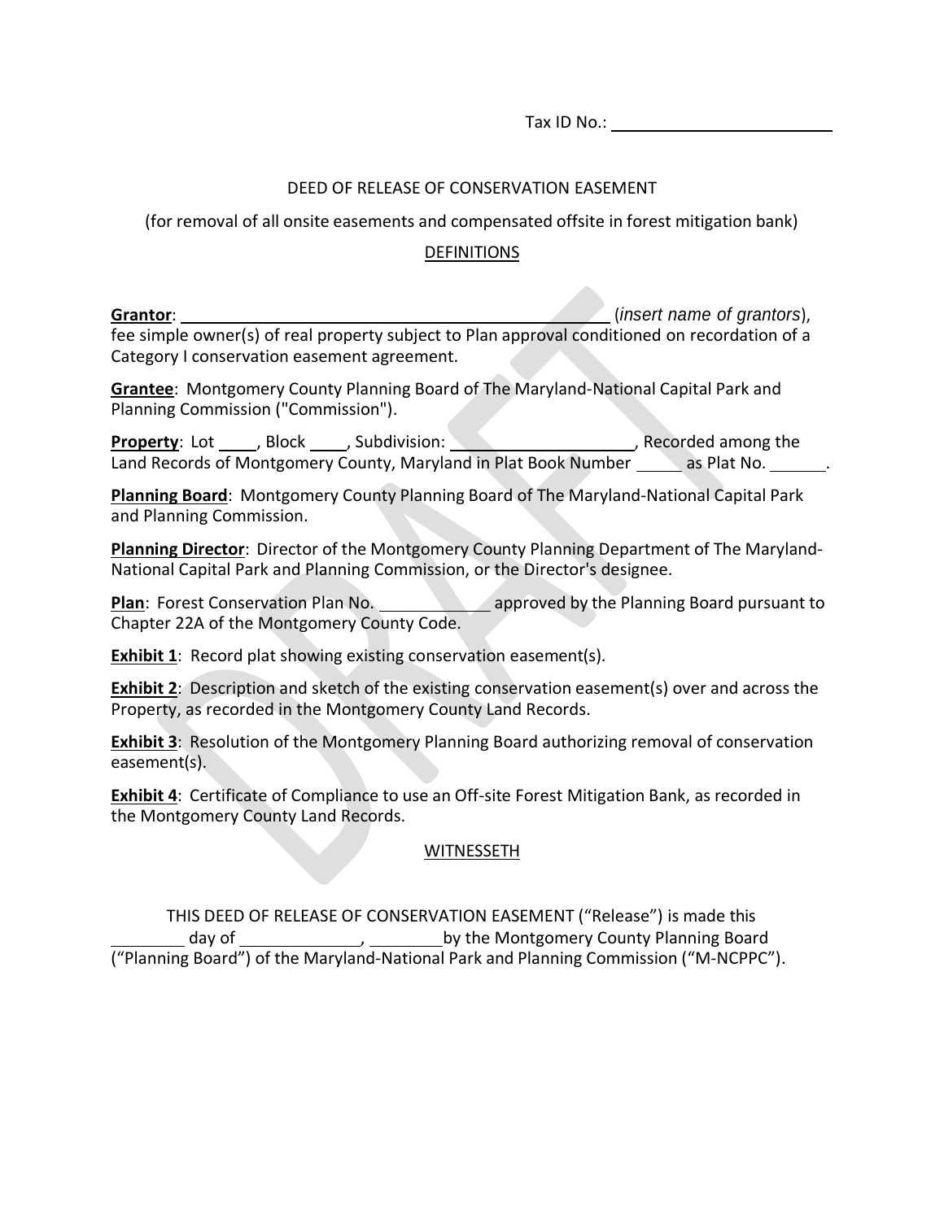Tax ID No.: \_\_\_\_\_\_\_\_\_\_\_\_\_\_\_\_\_\_\_\_\_\_\_\_

DEED OF RELEASE OF CONSERVATION EASEMENT

(for removal of all onsite easements and compensated offsite in forest mitigation bank)

DEFINITIONS

**Grantor**: \_\_\_\_\_\_\_\_\_\_\_\_\_\_\_\_\_\_\_\_\_\_\_\_\_\_\_\_\_\_\_\_\_\_\_\_\_\_\_\_\_\_\_\_\_\_ (*insert name of grantors*), fee simple owner(s) of real property subject to Plan approval conditioned on recordation of a Category I conservation easement agreement.

**Grantee**: Montgomery County Planning Board of The Maryland-National Capital Park and Planning Commission ("Commission").

**Property**: Lot \_\_\_\_, Block \_\_\_\_, Subdivision: \_\_\_\_\_\_\_\_\_\_\_\_\_\_\_\_\_\_\_\_, Recorded among the Land Records of Montgomery County, Maryland in Plat Book Number \_\_\_\_\_ as Plat No. \_\_\_\_\_\_.

**Planning Board**: Montgomery County Planning Board of The Maryland-National Capital Park and Planning Commission.

**Planning Director**: Director of the Montgomery County Planning Department of The Maryland-National Capital Park and Planning Commission, or the Director's designee.

**Plan**: Forest Conservation Plan No. \_\_\_\_\_\_\_\_\_\_\_\_ approved by the Planning Board pursuant to Chapter 22A of the Montgomery County Code.

**Exhibit 1**: Record plat showing existing conservation easement(s).

**Exhibit 2**: Description and sketch of the existing conservation easement(s) over and across the Property, as recorded in the Montgomery County Land Records.

**Exhibit 3**: Resolution of the Montgomery Planning Board authorizing removal of conservation easement(s).

**Exhibit 4**: Certificate of Compliance to use an Off-site Forest Mitigation Bank, as recorded in the Montgomery County Land Records.

WITNESSETH

THIS DEED OF RELEASE OF CONSERVATION EASEMENT ("Release") is made this \_\_\_\_\_\_\_\_ day of \_\_\_\_\_\_\_\_\_\_\_\_\_, \_\_\_\_\_\_\_\_ by the Montgomery County Planning Board ("Planning Board") of the Maryland-National Park and Planning Commission ("M-NCPPC").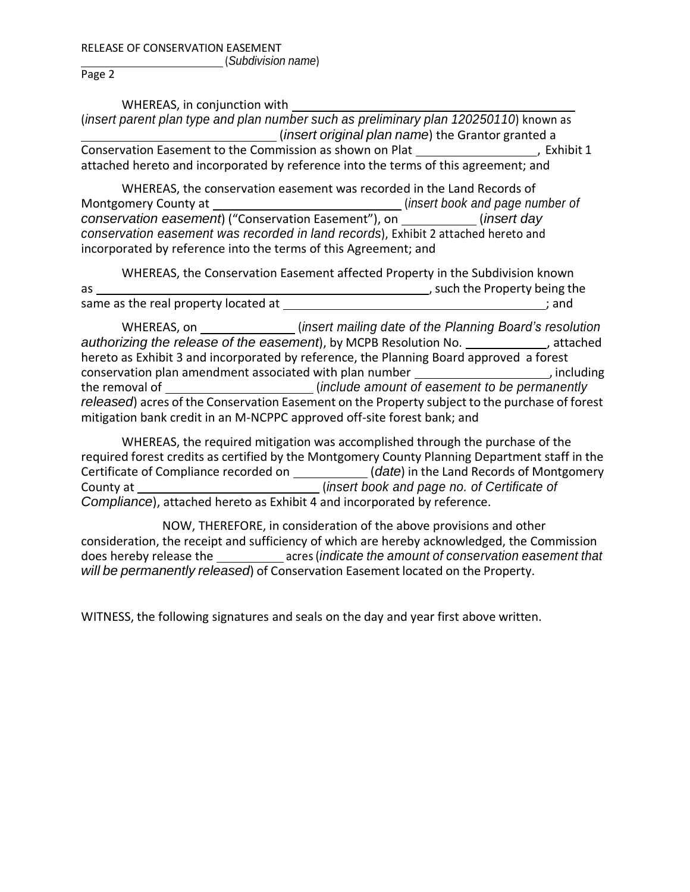WHEREAS, in conjunction with \_\_\_\_\_\_\_\_\_\_\_\_\_\_\_\_\_\_\_\_\_\_\_\_\_\_\_\_\_\_\_\_\_\_\_\_\_\_\_\_\_\_ (*insert parent plan type and plan number such as preliminary plan 120250110*) known as \_\_\_\_\_\_\_\_\_\_\_\_\_\_\_\_\_\_\_\_\_\_\_\_\_\_\_\_\_\_ (*insert original plan name*) the Grantor granted a Conservation Easement to the Commission as shown on Plat \_\_\_\_\_\_\_\_\_\_\_\_\_\_\_\_\_\_, Exhibit 1 attached hereto and incorporated by reference into the terms of this agreement; and

WHEREAS, the conservation easement was recorded in the Land Records of Montgomery County at \_\_\_\_\_\_\_\_\_\_\_\_\_\_\_\_\_\_\_\_\_\_\_\_\_\_\_\_\_\_\_ (*insert book and page number of conservation easement*) ("Conservation Easement"), on \_\_\_\_\_\_\_\_\_\_\_ (*insert day conservation easement was recorded in land records*), Exhibit 2 attached hereto and incorporated by reference into the terms of this Agreement; and

WHEREAS, the Conservation Easement affected Property in the Subdivision known as \_\_\_\_\_\_\_\_\_\_\_\_\_\_\_\_\_\_\_\_\_\_\_\_\_\_\_\_\_\_\_\_\_\_\_\_\_\_\_\_\_\_\_\_\_\_\_\_\_\_\_\_\_, such the Property being the same as the real property located at \_\_\_\_\_\_\_\_\_\_\_\_\_\_\_\_\_\_\_\_\_\_\_\_\_\_\_\_\_\_\_\_\_\_\_\_\_\_\_\_\_\_; and

WHEREAS, on \_\_\_\_\_\_\_\_\_\_\_\_\_\_ (*insert mailing date of the Planning Board's resolution authorizing the release of the easement*), by MCPB Resolution No. \_\_\_\_\_\_\_\_\_\_\_\_, attached hereto as Exhibit 3 and incorporated by reference, the Planning Board approved a forest conservation plan amendment associated with plan number \_\_\_\_\_\_\_\_\_\_\_\_\_\_\_\_\_\_\_\_, including the removal of \_\_\_\_\_\_\_\_\_\_\_\_\_\_\_\_\_\_\_\_\_\_\_ (*include amount of easement to be permanently released*) acres of the Conservation Easement on the Property subject to the purchase of forest mitigation bank credit in an M-NCPPC approved off-site forest bank; and

WHEREAS, the required mitigation was accomplished through the purchase of the required forest credits as certified by the Montgomery County Planning Department staff in the Certificate of Compliance recorded on \_\_\_\_\_\_\_\_\_\_\_ (*date*) in the Land Records of Montgomery County at \_\_\_\_\_\_\_\_\_\_\_\_\_\_\_\_\_\_\_\_\_\_\_\_\_\_\_\_\_ (*insert book and page no. of Certificate of Compliance*), attached hereto as Exhibit 4 and incorporated by reference.

NOW, THEREFORE, in consideration of the above provisions and other consideration, the receipt and sufficiency of which are hereby acknowledged, the Commission does hereby release the \_\_\_\_\_\_\_\_\_\_ acres (*indicate the amount of conservation easement that will be permanently released*) of Conservation Easement located on the Property.

WITNESS, the following signatures and seals on the day and year first above written.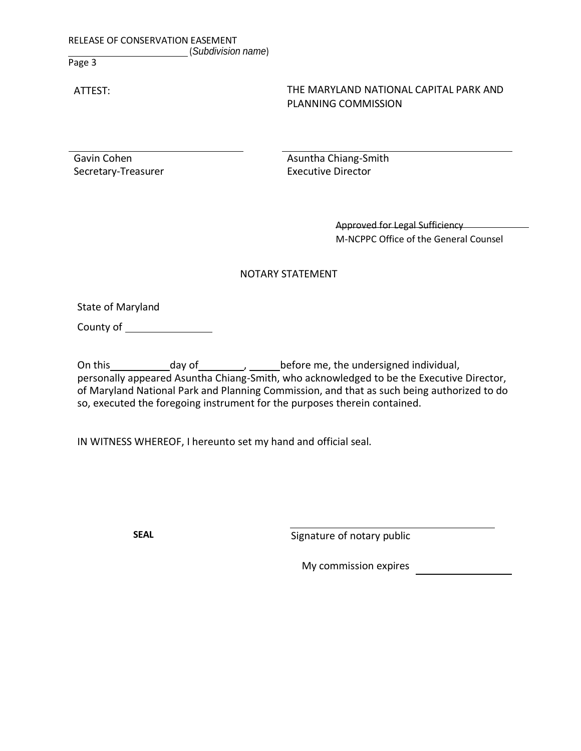ATTEST:

THE MARYLAND NATIONAL CAPITAL PARK AND PLANNING COMMISSION

\_\_\_\_\_\_\_\_\_\_\_\_\_\_\_\_\_\_\_\_\_\_\_\_\_\_\_\_\_\_
Gavin Cohen
Secretary-Treasurer

\_\_\_\_\_\_\_\_\_\_\_\_\_\_\_\_\_\_\_\_\_\_\_\_\_\_\_\_\_\_
Asuntha Chiang-Smith
Executive Director

Approved for Legal Sufficiency \_\_\_\_\_\_\_\_\_\_\_\_
M-NCPPC Office of the General Counsel

NOTARY STATEMENT

State of Maryland

County of \_\_\_\_\_\_\_\_\_\_\_\_\_\_\_

On this \_\_\_\_\_\_\_\_\_\_ day of \_\_\_\_\_\_\_\_, \_\_\_\_\_ before me, the undersigned individual, personally appeared Asuntha Chiang-Smith, who acknowledged to be the Executive Director, of Maryland National Park and Planning Commission, and that as such being authorized to do so, executed the foregoing instrument for the purposes therein contained.

IN WITNESS WHEREOF, I hereunto set my hand and official seal.

**SEAL**

\_\_\_\_\_\_\_\_\_\_\_\_\_\_\_\_\_\_\_\_\_\_\_\_\_\_\_\_\_\_
Signature of notary public

My commission expires \_\_\_\_\_\_\_\_\_\_\_\_\_\_\_\_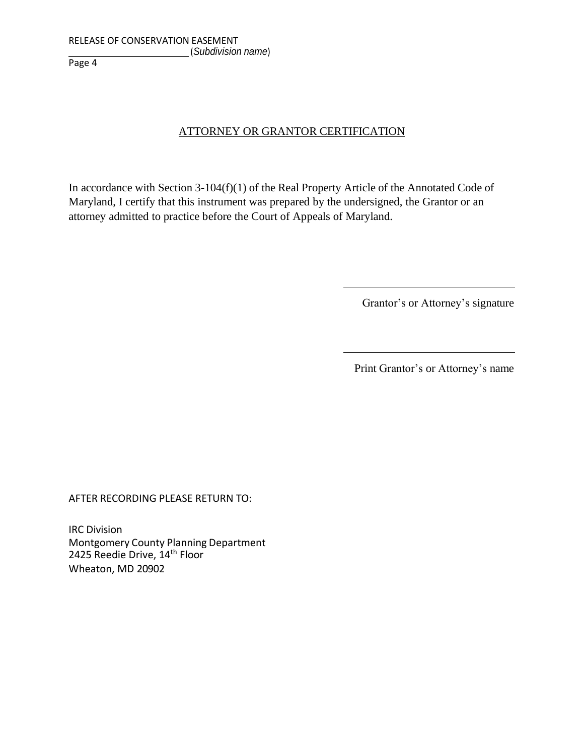## ATTORNEY OR GRANTOR CERTIFICATION

In accordance with Section 3-104(f)(1) of the Real Property Article of the Annotated Code of Maryland, I certify that this instrument was prepared by the undersigned, the Grantor or an attorney admitted to practice before the Court of Appeals of Maryland.

\_\_\_\_\_\_\_\_\_\_\_\_\_\_\_\_\_\_\_\_\_\_\_\_\_\_\_\_\_\_\_\_

Grantor's or Attorney's signature

\_\_\_\_\_\_\_\_\_\_\_\_\_\_\_\_\_\_\_\_\_\_\_\_\_\_\_\_\_\_\_\_

Print Grantor's or Attorney's name

AFTER RECORDING PLEASE RETURN TO:

IRC Division
Montgomery County Planning Department
2425 Reedie Drive, 14th Floor
Wheaton, MD 20902